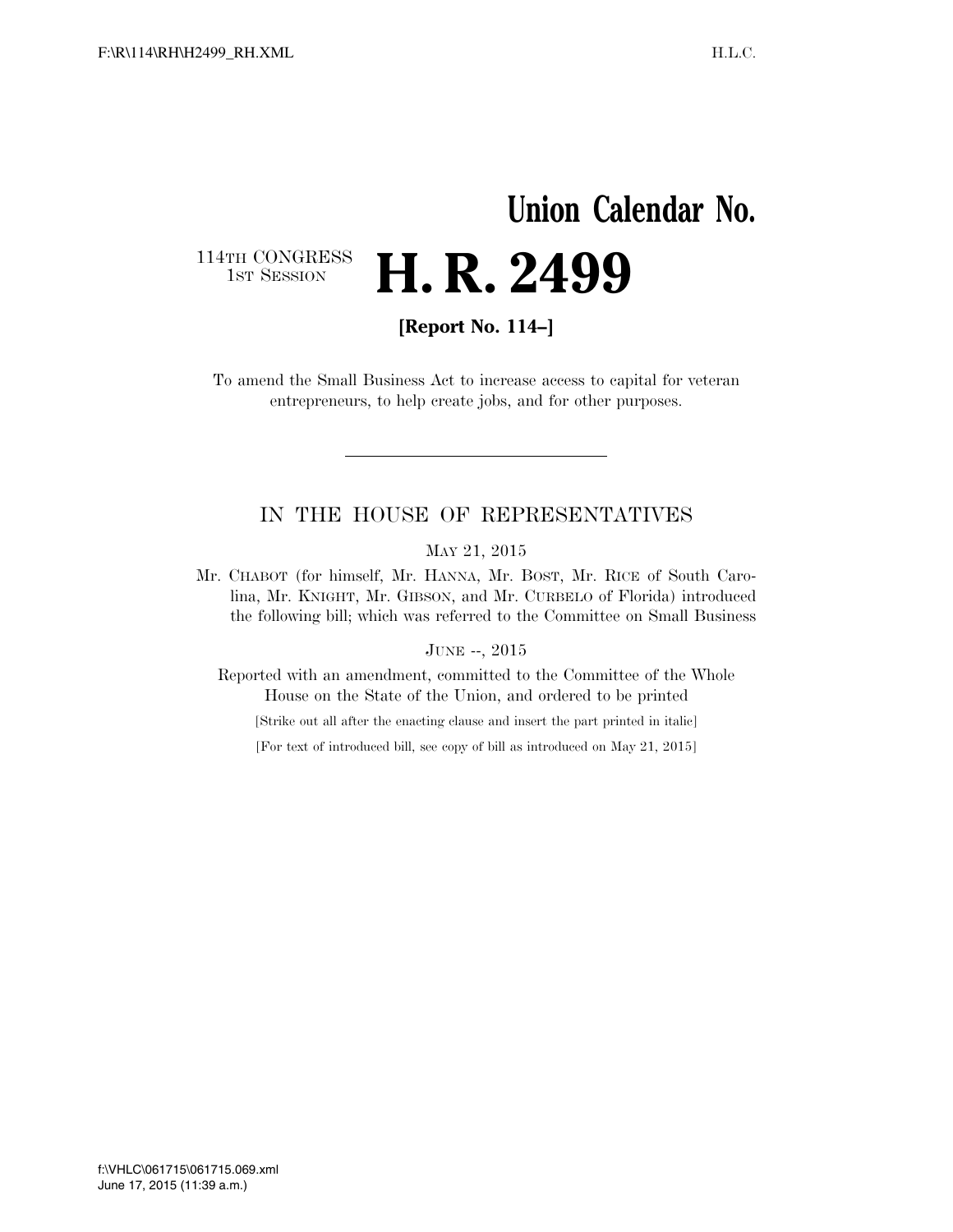# Union Calendar No.

114TH CONGRESS
1ST SESSION

# H. R. 2499

**[Report No. 114–]**

To amend the Small Business Act to increase access to capital for veteran entrepreneurs, to help create jobs, and for other purposes.

---

## IN THE HOUSE OF REPRESENTATIVES

MAY 21, 2015

Mr. CHABOT (for himself, Mr. HANNA, Mr. BOST, Mr. RICE of South Carolina, Mr. KNIGHT, Mr. GIBSON, and Mr. CURBELO of Florida) introduced the following bill; which was referred to the Committee on Small Business

JUNE --, 2015

Reported with an amendment, committed to the Committee of the Whole House on the State of the Union, and ordered to be printed

[Strike out all after the enacting clause and insert the part printed in italic]

[For text of introduced bill, see copy of bill as introduced on May 21, 2015]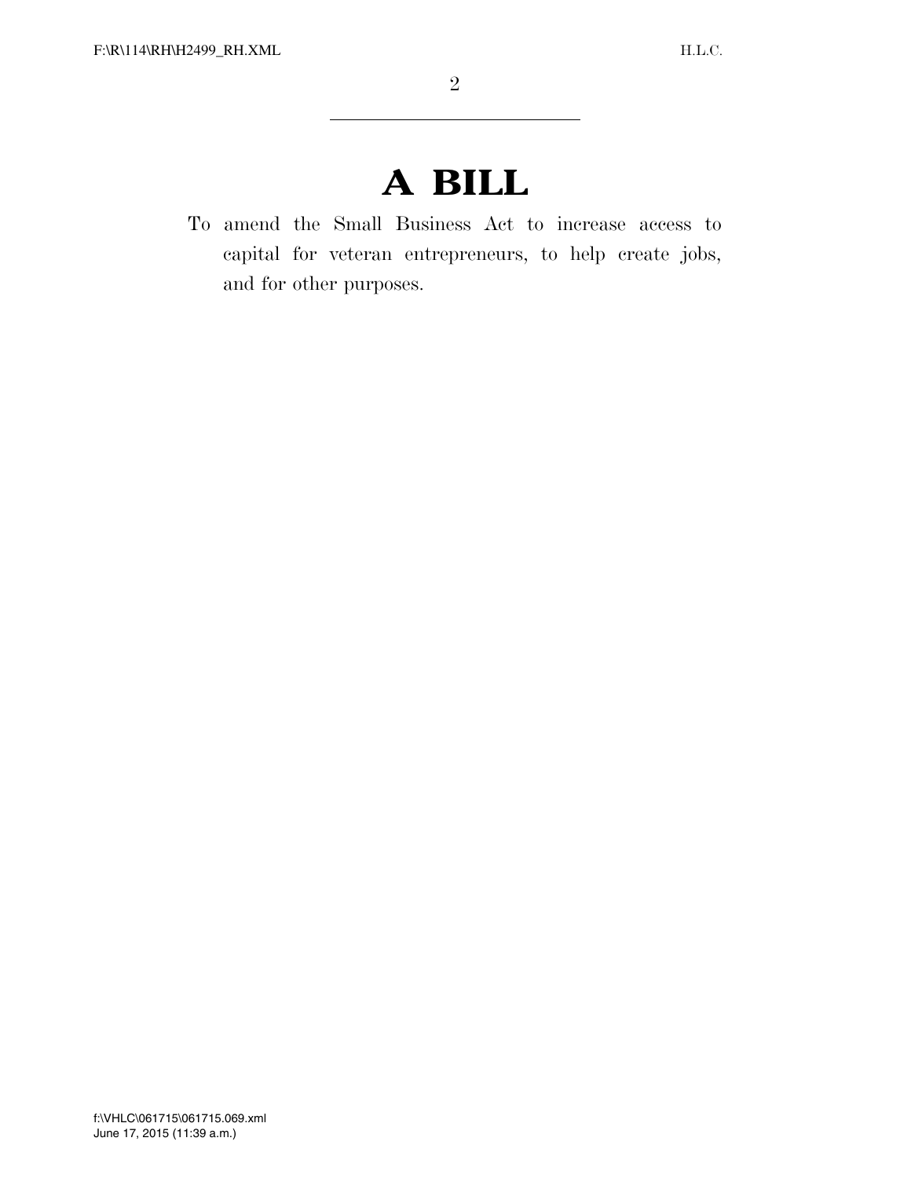# A BILL

To amend the Small Business Act to increase access to capital for veteran entrepreneurs, to help create jobs, and for other purposes.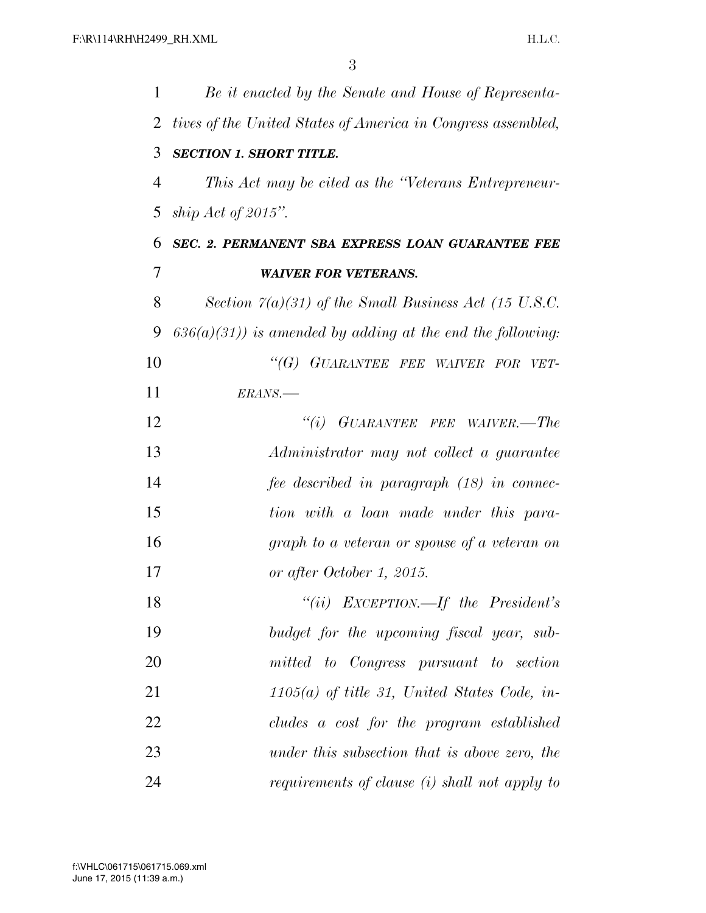*Be it enacted by the Senate and House of Representatives of the United States of America in Congress assembled,*

***SECTION 1. SHORT TITLE.***

*This Act may be cited as the "Veterans Entrepreneurship Act of 2015".*

***SEC. 2. PERMANENT SBA EXPRESS LOAN GUARANTEE FEE WAIVER FOR VETERANS.***

*Section 7(a)(31) of the Small Business Act (15 U.S.C. 636(a)(31)) is amended by adding at the end the following:*

*"(G) GUARANTEE FEE WAIVER FOR VETERANS.—*

*"(i) GUARANTEE FEE WAIVER.—The Administrator may not collect a guarantee fee described in paragraph (18) in connection with a loan made under this paragraph to a veteran or spouse of a veteran on or after October 1, 2015.*

*"(ii) EXCEPTION.—If the President's budget for the upcoming fiscal year, submitted to Congress pursuant to section 1105(a) of title 31, United States Code, includes a cost for the program established under this subsection that is above zero, the requirements of clause (i) shall not apply to*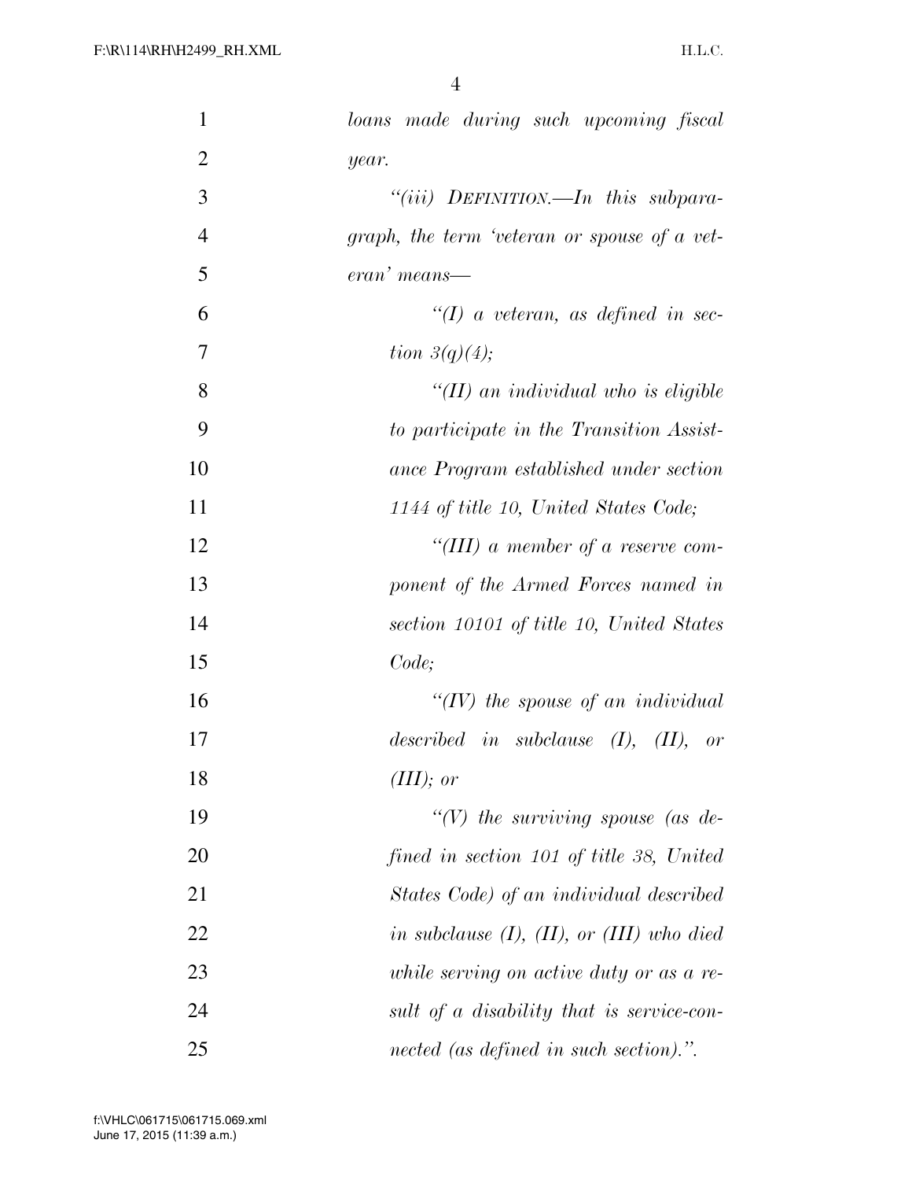*loans made during such upcoming fiscal year.*

*"(iii) DEFINITION.—In this subparagraph, the term 'veteran or spouse of a veteran' means—*

*"(I) a veteran, as defined in section 3(q)(4);*

*"(II) an individual who is eligible to participate in the Transition Assistance Program established under section 1144 of title 10, United States Code;*

*"(III) a member of a reserve component of the Armed Forces named in section 10101 of title 10, United States Code;*

*"(IV) the spouse of an individual described in subclause (I), (II), or (III); or*

*"(V) the surviving spouse (as defined in section 101 of title 38, United States Code) of an individual described in subclause (I), (II), or (III) who died while serving on active duty or as a result of a disability that is service-connected (as defined in such section).".*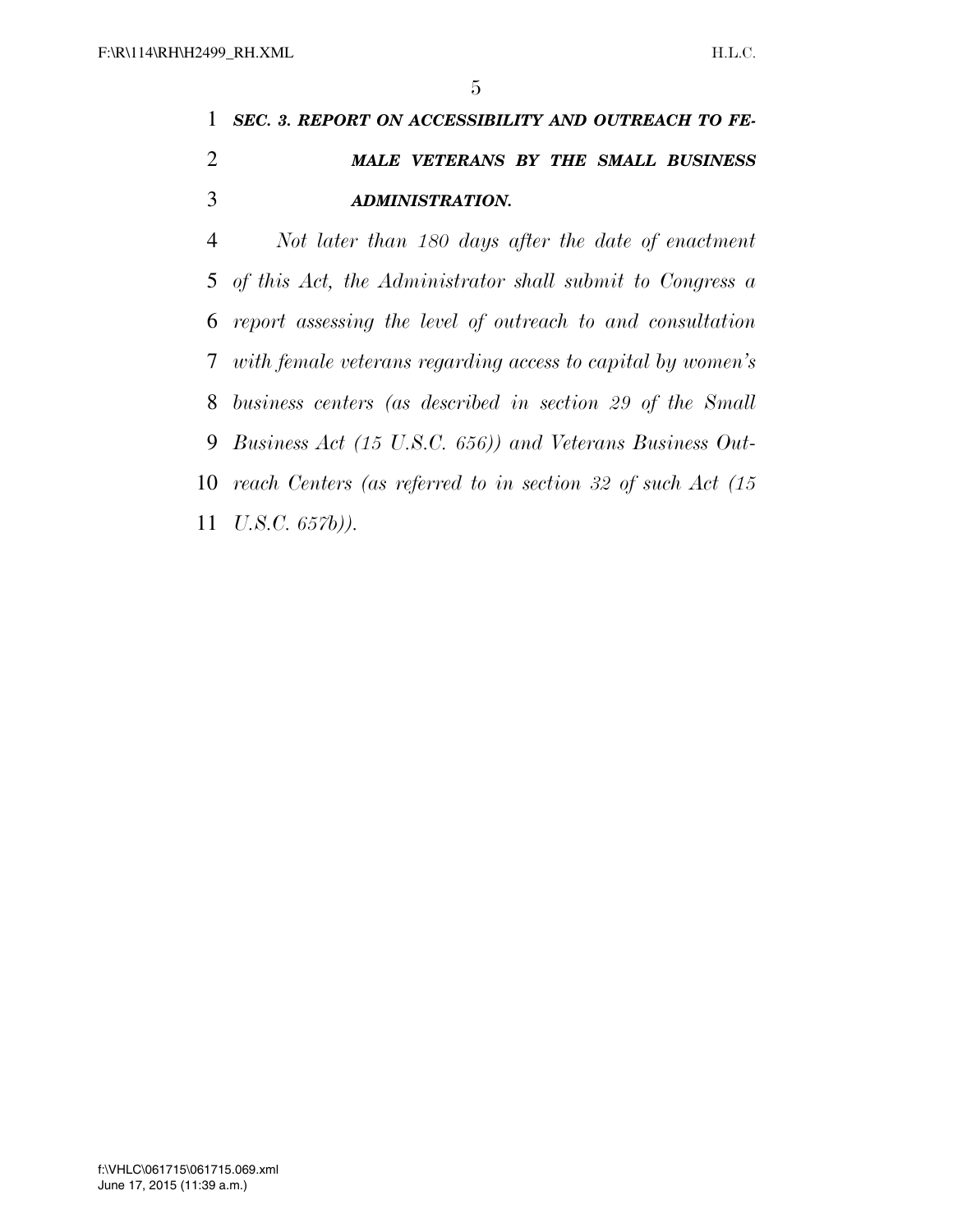***SEC. 3. REPORT ON ACCESSIBILITY AND OUTREACH TO FEMALE VETERANS BY THE SMALL BUSINESS ADMINISTRATION.***

*Not later than 180 days after the date of enactment of this Act, the Administrator shall submit to Congress a report assessing the level of outreach to and consultation with female veterans regarding access to capital by women's business centers (as described in section 29 of the Small Business Act (15 U.S.C. 656)) and Veterans Business Outreach Centers (as referred to in section 32 of such Act (15 U.S.C. 657b)).*